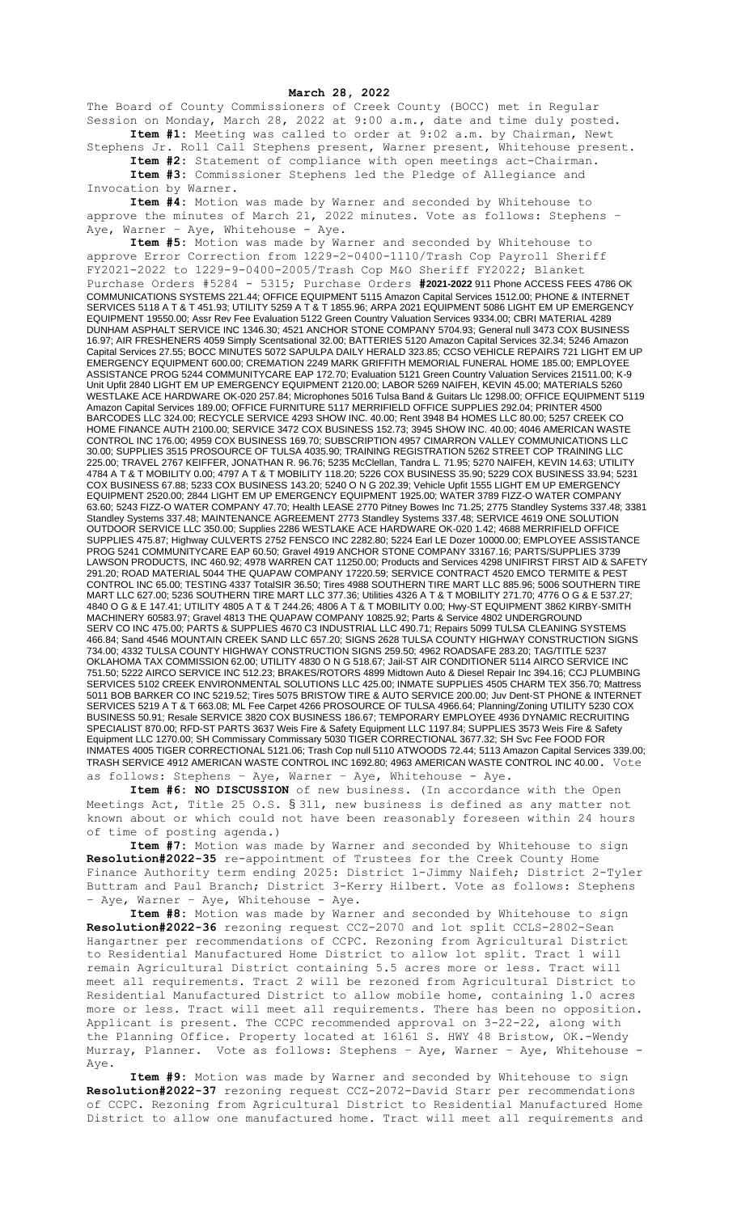**March 28, 2022**

The Board of County Commissioners of Creek County (BOCC) met in Regular Session on Monday, March 28, 2022 at 9:00 a.m., date and time duly posted.

**Item #1:** Meeting was called to order at 9:02 a.m. by Chairman, Newt Stephens Jr. Roll Call Stephens present, Warner present, Whitehouse present.

**Item #2:** Statement of compliance with open meetings act-Chairman.

**Item #3:** Commissioner Stephens led the Pledge of Allegiance and Invocation by Warner.

**Item #4:** Motion was made by Warner and seconded by Whitehouse to approve the minutes of March 21, 2022 minutes. Vote as follows: Stephens – Aye, Warner – Aye, Whitehouse - Aye.

**Item #5:** Motion was made by Warner and seconded by Whitehouse to approve Error Correction from 1229-2-0400-1110/Trash Cop Payroll Sheriff FY2021-2022 to 1229-9-0400-2005/Trash Cop M&O Sheriff FY2022; Blanket Purchase Orders #5284 - 5315; Purchase Orders **#2021-2022** 911 Phone ACCESS FEES 4786 OK COMMUNICATIONS SYSTEMS 221.44; OFFICE EQUIPMENT 5115 Amazon Capital Services 1512.00; PHONE & INTERNET SERVICES 5118 A T & T 451.93; UTILITY 5259 A T & T 1855.96; ARPA 2021 EQUIPMENT 5086 LIGHT EM UP EMERGENCY EQUIPMENT 19550.00; Assr Rev Fee Evaluation 5122 Green Country Valuation Services 9334.00; CBRI MATERIAL 4289 DUNHAM ASPHALT SERVICE INC 1346.30; 4521 ANCHOR STONE COMPANY 5704.93; General null 3473 COX BUSINESS 16.97; AIR FRESHENERS 4059 Simply Scentsational 32.00; BATTERIES 5120 Amazon Capital Services 32.34; 5246 Amazon Capital Services 27.55; BOCC MINUTES 5072 SAPULPA DAILY HERALD 323.85; CCSO VEHICLE REPAIRS 721 LIGHT EM UP EMERGENCY EQUIPMENT 600.00; CREMATION 2249 MARK GRIFFITH MEMORIAL FUNERAL HOME 185.00; EMPLOYEE ASSISTANCE PROG 5244 COMMUNITYCARE EAP 172.70; Evaluation 5121 Green Country Valuation Services 21511.00; K-9 Unit Upfit 2840 LIGHT EM UP EMERGENCY EQUIPMENT 2120.00; LABOR 5269 NAIFEH, KEVIN 45.00; MATERIALS 5260 WESTLAKE ACE HARDWARE OK-020 257.84; Microphones 5016 Tulsa Band & Guitars Llc 1298.00; OFFICE EQUIPMENT 5119 Amazon Capital Services 189.00; OFFICE FURNITURE 5117 MERRIFIELD OFFICE SUPPLIES 292.04; PRINTER 4500 BARCODES LLC 324.00; RECYCLE SERVICE 4293 SHOW INC. 40.00; Rent 3948 B4 HOMES LLC 80.00; 5257 CREEK CO HOME FINANCE AUTH 2100.00; SERVICE 3472 COX BUSINESS 152.73; 3945 SHOW INC. 40.00; 4046 AMERICAN WASTE CONTROL INC 176.00; 4959 COX BUSINESS 169.70; SUBSCRIPTION 4957 CIMARRON VALLEY COMMUNICATIONS LLC 30.00; SUPPLIES 3515 PROSOURCE OF TULSA 4035.90; TRAINING REGISTRATION 5262 STREET COP TRAINING LLC 225.00; TRAVEL 2767 KEIFFER, JONATHAN R. 96.76; 5235 McClellan, Tandra L. 71.95; 5270 NAIFEH, KEVIN 14.63; UTILITY 4784 A T & T MOBILITY 0.00; 4797 A T & T MOBILITY 118.20; 5226 COX BUSINESS 35.90; 5229 COX BUSINESS 33.94; 5231 COX BUSINESS 67.88; 5233 COX BUSINESS 143.20; 5240 O N G 202.39; Vehicle Upfit 1555 LIGHT EM UP EMERGENCY EQUIPMENT 2520.00; 2844 LIGHT EM UP EMERGENCY EQUIPMENT 1925.00; WATER 3789 FIZZ-O WATER COMPANY 63.60; 5243 FIZZ-O WATER COMPANY 47.70; Health LEASE 2770 Pitney Bowes Inc 71.25; 2775 Standley Systems 337.48; 3381 Standley Systems 337.48; MAINTENANCE AGREEMENT 2773 Standley Systems 337.48; SERVICE 4619 ONE SOLUTION OUTDOOR SERVICE LLC 350.00; Supplies 2286 WESTLAKE ACE HARDWARE OK-020 1.42; 4688 MERRIFIELD OFFICE SUPPLIES 475.87; Highway CULVERTS 2752 FENSCO INC 2282.80; 5224 Earl LE Dozer 10000.00; EMPLOYEE ASSISTANCE PROG 5241 COMMUNITYCARE EAP 60.50; Gravel 4919 ANCHOR STONE COMPANY 33167.16; PARTS/SUPPLIES 3739 LAWSON PRODUCTS, INC 460.92; 4978 WARREN CAT 11250.00; Products and Services 4298 UNIFIRST FIRST AID & SAFETY 291.20; ROAD MATERIAL 5044 THE QUAPAW COMPANY 17220.59; SERVICE CONTRACT 4520 EMCO TERMITE & PEST CONTROL INC 65.00; TESTING 4337 TotalSIR 36.50; Tires 4988 SOUTHERN TIRE MART LLC 885.96; 5006 SOUTHERN TIRE MART LLC 627.00; 5236 SOUTHERN TIRE MART LLC 377.36; Utilities 4326 A T & T MOBILITY 271.70; 4776 O G & E 537.27; 4840 O G & E 147.41; UTILITY 4805 A T & T 244.26; 4806 A T & T MOBILITY 0.00; Hwy-ST EQUIPMENT 3862 KIRBY-SMITH MACHINERY 60583.97; Gravel 4813 THE QUAPAW COMPANY 10825.92; Parts & Service 4802 UNDERGROUND SERV CO INC 475.00; PARTS & SUPPLIES 4670 C3 INDUSTRIAL LLC 490.71; Repairs 5099 TULSA CLEANING SYSTEMS 466.84; Sand 4546 MOUNTAIN CREEK SAND LLC 657.20; SIGNS 2628 TULSA COUNTY HIGHWAY CONSTRUCTION SIGNS 734.00; 4332 TULSA COUNTY HIGHWAY CONSTRUCTION SIGNS 259.50; 4962 ROADSAFE 283.20; TAG/TITLE 5237 OKLAHOMA TAX COMMISSION 62.00; UTILITY 4830 O N G 518.67; Jail-ST AIR CONDITIONER 5114 AIRCO SERVICE INC 751.50; 5222 AIRCO SERVICE INC 512.23; BRAKES/ROTORS 4899 Midtown Auto & Diesel Repair Inc 394.16; CCJ PLUMBING SERVICES 5102 CREEK ENVIRONMENTAL SOLUTIONS LLC 425.00; INMATE SUPPLIES 4505 CHARM TEX 356.70; Mattress 5011 BOB BARKER CO INC 5219.52; Tires 5075 BRISTOW TIRE & AUTO SERVICE 200.00; Juv Dent-ST PHONE & INTERNET SERVICES 5219 A T & T 663.08; ML Fee Carpet 4266 PROSOURCE OF TULSA 4966.64; Planning/Zoning UTILITY 5230 COX BUSINESS 50.91; Resale SERVICE 3820 COX BUSINESS 186.67; TEMPORARY EMPLOYEE 4936 DYNAMIC RECRUITING SPECIALIST 870.00; RFD-ST PARTS 3637 Weis Fire & Safety Equipment LLC 1197.84; SUPPLIES 3573 Weis Fire & Safety Equipment LLC 1270.00; SH Commissary Commissary 5030 TIGER CORRECTIONAL 3677.32; SH Svc Fee FOOD FOR INMATES 4005 TIGER CORRECTIONAL 5121.06; Trash Cop null 5110 ATWOODS 72.44; 5113 Amazon Capital Services 339.00; TRASH SERVICE 4912 AMERICAN WASTE CONTROL INC 1692.80; 4963 AMERICAN WASTE CONTROL INC 40.00. Vote as follows: Stephens – Aye, Warner – Aye, Whitehouse - Aye.

**Item #6: NO DISCUSSION** of new business. (In accordance with the Open Meetings Act, Title 25 O.S. § 311, new business is defined as any matter not known about or which could not have been reasonably foreseen within 24 hours of time of posting agenda.)

**Item #7:** Motion was made by Warner and seconded by Whitehouse to sign **Resolution#2022-35** re-appointment of Trustees for the Creek County Home Finance Authority term ending 2025: District 1-Jimmy Naifeh; District 2-Tyler Buttram and Paul Branch; District 3-Kerry Hilbert. Vote as follows: Stephens – Aye, Warner – Aye, Whitehouse - Aye.

**Item #8:** Motion was made by Warner and seconded by Whitehouse to sign **Resolution#2022-36** rezoning request CCZ-2070 and lot split CCLS-2802-Sean Hangartner per recommendations of CCPC. Rezoning from Agricultural District to Residential Manufactured Home District to allow lot split. Tract 1 will remain Agricultural District containing 5.5 acres more or less. Tract will meet all requirements. Tract 2 will be rezoned from Agricultural District to Residential Manufactured District to allow mobile home, containing 1.0 acres more or less. Tract will meet all requirements. There has been no opposition. Applicant is present. The CCPC recommended approval on 3-22-22, along with the Planning Office. Property located at 16161 S. HWY 48 Bristow, OK.-Wendy Murray, Planner. Vote as follows: Stephens – Aye, Warner – Aye, Whitehouse - Aye.

**Item #9:** Motion was made by Warner and seconded by Whitehouse to sign **Resolution#2022-37** rezoning request CCZ-2072-David Starr per recommendations of CCPC. Rezoning from Agricultural District to Residential Manufactured Home District to allow one manufactured home. Tract will meet all requirements and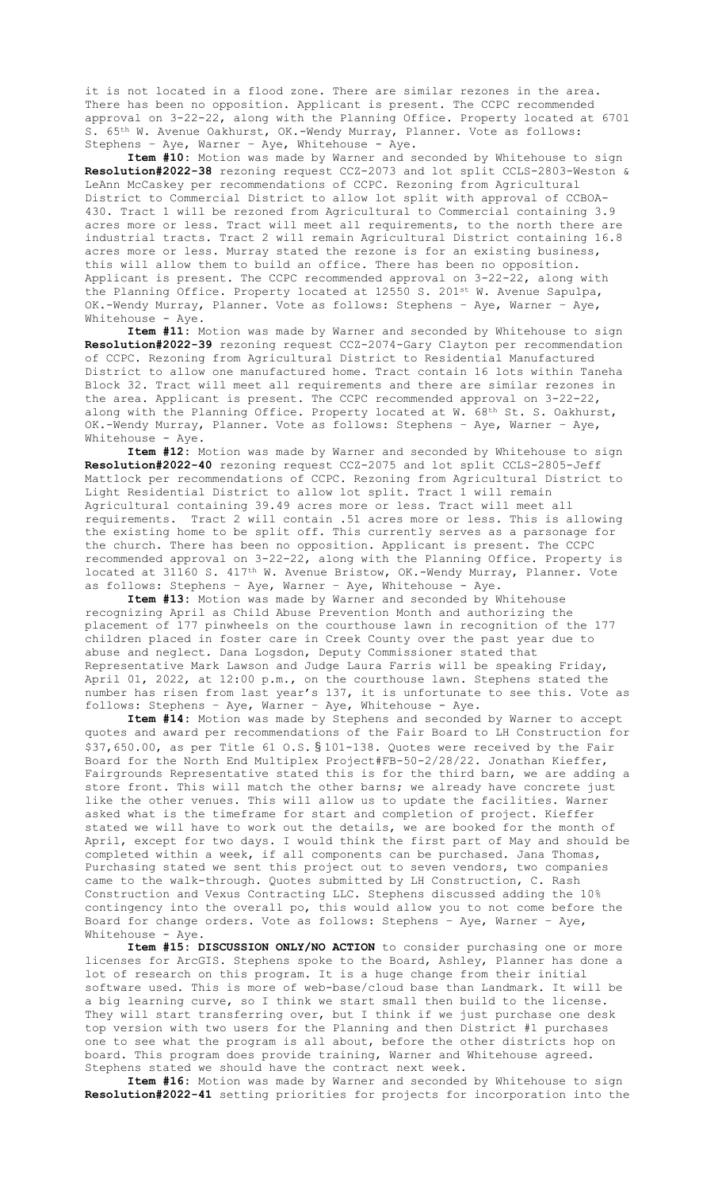it is not located in a flood zone. There are similar rezones in the area. There has been no opposition. Applicant is present. The CCPC recommended approval on 3-22-22, along with the Planning Office. Property located at 6701 S. 65th W. Avenue Oakhurst, OK.-Wendy Murray, Planner. Vote as follows: Stephens – Aye, Warner – Aye, Whitehouse - Aye.

**Item #10:** Motion was made by Warner and seconded by Whitehouse to sign **Resolution#2022-38** rezoning request CCZ-2073 and lot split CCLS-2803-Weston & LeAnn McCaskey per recommendations of CCPC. Rezoning from Agricultural District to Commercial District to allow lot split with approval of CCBOA-430. Tract 1 will be rezoned from Agricultural to Commercial containing 3.9 acres more or less. Tract will meet all requirements, to the north there are industrial tracts. Tract 2 will remain Agricultural District containing 16.8 acres more or less. Murray stated the rezone is for an existing business, this will allow them to build an office. There has been no opposition. Applicant is present. The CCPC recommended approval on 3-22-22, along with the Planning Office. Property located at 12550 S. 201st W. Avenue Sapulpa, OK.-Wendy Murray, Planner. Vote as follows: Stephens – Aye, Warner – Aye, Whitehouse - Aye.

**Item #11:** Motion was made by Warner and seconded by Whitehouse to sign **Resolution#2022-39** rezoning request CCZ-2074-Gary Clayton per recommendation of CCPC. Rezoning from Agricultural District to Residential Manufactured District to allow one manufactured home. Tract contain 16 lots within Taneha Block 32. Tract will meet all requirements and there are similar rezones in the area. Applicant is present. The CCPC recommended approval on 3-22-22, along with the Planning Office. Property located at W. 68th St. S. Oakhurst, OK.-Wendy Murray, Planner. Vote as follows: Stephens – Aye, Warner – Aye, Whitehouse - Aye.

**Item #12:** Motion was made by Warner and seconded by Whitehouse to sign **Resolution#2022-40** rezoning request CCZ-2075 and lot split CCLS-2805-Jeff Mattlock per recommendations of CCPC. Rezoning from Agricultural District to Light Residential District to allow lot split. Tract 1 will remain Agricultural containing 39.49 acres more or less. Tract will meet all requirements. Tract 2 will contain .51 acres more or less. This is allowing the existing home to be split off. This currently serves as a parsonage for the church. There has been no opposition. Applicant is present. The CCPC recommended approval on 3-22-22, along with the Planning Office. Property is located at 31160 S. 417th W. Avenue Bristow, OK.-Wendy Murray, Planner. Vote as follows: Stephens – Aye, Warner – Aye, Whitehouse - Aye.

**Item #13:** Motion was made by Warner and seconded by Whitehouse recognizing April as Child Abuse Prevention Month and authorizing the placement of 177 pinwheels on the courthouse lawn in recognition of the 177 children placed in foster care in Creek County over the past year due to abuse and neglect. Dana Logsdon, Deputy Commissioner stated that Representative Mark Lawson and Judge Laura Farris will be speaking Friday, April 01, 2022, at 12:00 p.m., on the courthouse lawn. Stephens stated the number has risen from last year's 137, it is unfortunate to see this. Vote as follows: Stephens – Aye, Warner – Aye, Whitehouse - Aye.

**Item #14:** Motion was made by Stephens and seconded by Warner to accept quotes and award per recommendations of the Fair Board to LH Construction for $37,650.00, as per Title 61 O.S.§101-138. Quotes were received by the Fair Board for the North End Multiplex Project#FB-50-2/28/22. Jonathan Kieffer, Fairgrounds Representative stated this is for the third barn, we are adding a store front. This will match the other barns; we already have concrete just like the other venues. This will allow us to update the facilities. Warner asked what is the timeframe for start and completion of project. Kieffer stated we will have to work out the details, we are booked for the month of April, except for two days. I would think the first part of May and should be completed within a week, if all components can be purchased. Jana Thomas, Purchasing stated we sent this project out to seven vendors, two companies came to the walk-through. Quotes submitted by LH Construction, C. Rash Construction and Vexus Contracting LLC. Stephens discussed adding the 10% contingency into the overall po, this would allow you to not come before the Board for change orders. Vote as follows: Stephens – Aye, Warner – Aye, Whitehouse - Aye.

**Item #15: DISCUSSION ONLY/NO ACTION** to consider purchasing one or more licenses for ArcGIS. Stephens spoke to the Board, Ashley, Planner has done a lot of research on this program. It is a huge change from their initial software used. This is more of web-base/cloud base than Landmark. It will be a big learning curve, so I think we start small then build to the license. They will start transferring over, but I think if we just purchase one desk top version with two users for the Planning and then District #1 purchases one to see what the program is all about, before the other districts hop on board. This program does provide training, Warner and Whitehouse agreed. Stephens stated we should have the contract next week.

**Item #16:** Motion was made by Warner and seconded by Whitehouse to sign **Resolution#2022-41** setting priorities for projects for incorporation into the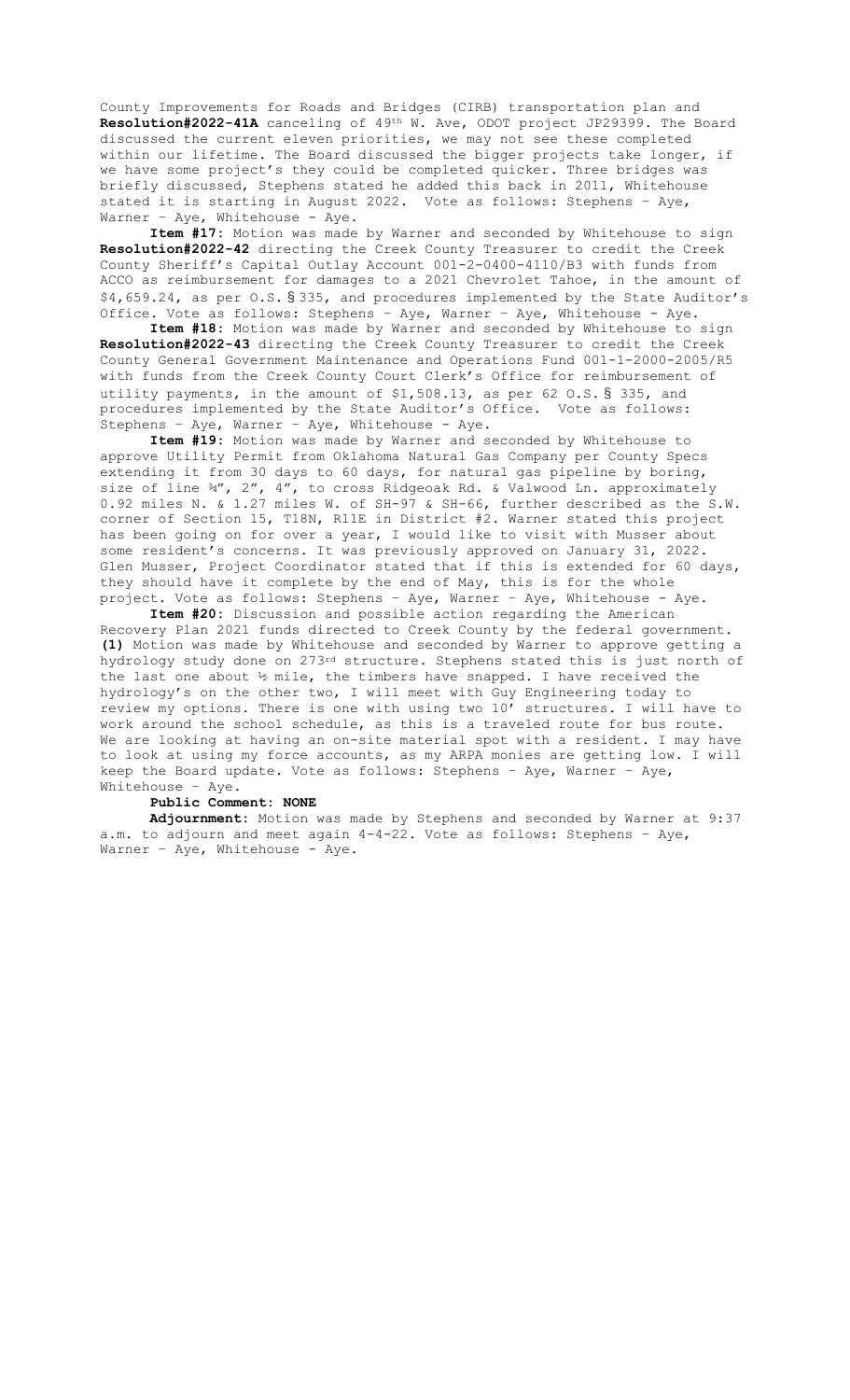County Improvements for Roads and Bridges (CIRB) transportation plan and **Resolution#2022-41A** canceling of 49th W. Ave, ODOT project JP29399. The Board discussed the current eleven priorities, we may not see these completed within our lifetime. The Board discussed the bigger projects take longer, if we have some project's they could be completed quicker. Three bridges was briefly discussed, Stephens stated he added this back in 2011, Whitehouse stated it is starting in August 2022. Vote as follows: Stephens – Aye, Warner – Aye, Whitehouse - Aye.

**Item #17:** Motion was made by Warner and seconded by Whitehouse to sign **Resolution#2022-42** directing the Creek County Treasurer to credit the Creek County Sheriff's Capital Outlay Account 001-2-0400-4110/B3 with funds from ACCO as reimbursement for damages to a 2021 Chevrolet Tahoe, in the amount of $4,659.24, as per O.S. § 335, and procedures implemented by the State Auditor's Office. Vote as follows: Stephens – Aye, Warner – Aye, Whitehouse - Aye.

**Item #18:** Motion was made by Warner and seconded by Whitehouse to sign **Resolution#2022-43** directing the Creek County Treasurer to credit the Creek County General Government Maintenance and Operations Fund 001-1-2000-2005/R5 with funds from the Creek County Court Clerk's Office for reimbursement of utility payments, in the amount of $1,508.13, as per 62 O.S. § 335, and procedures implemented by the State Auditor's Office. Vote as follows: Stephens – Aye, Warner – Aye, Whitehouse - Aye.

**Item #19:** Motion was made by Warner and seconded by Whitehouse to approve Utility Permit from Oklahoma Natural Gas Company per County Specs extending it from 30 days to 60 days, for natural gas pipeline by boring, size of line ¾", 2", 4", to cross Ridgeoak Rd. & Valwood Ln. approximately 0.92 miles N. & 1.27 miles W. of SH-97 & SH-66, further described as the S.W. corner of Section 15, T18N, R11E in District #2. Warner stated this project has been going on for over a year, I would like to visit with Musser about some resident's concerns. It was previously approved on January 31, 2022. Glen Musser, Project Coordinator stated that if this is extended for 60 days, they should have it complete by the end of May, this is for the whole project. Vote as follows: Stephens – Aye, Warner – Aye, Whitehouse - Aye.

**Item #20:** Discussion and possible action regarding the American Recovery Plan 2021 funds directed to Creek County by the federal government. **(1)** Motion was made by Whitehouse and seconded by Warner to approve getting a hydrology study done on 273rd structure. Stephens stated this is just north of the last one about ½ mile, the timbers have snapped. I have received the hydrology's on the other two, I will meet with Guy Engineering today to review my options. There is one with using two 10' structures. I will have to work around the school schedule, as this is a traveled route for bus route. We are looking at having an on-site material spot with a resident. I may have to look at using my force accounts, as my ARPA monies are getting low. I will keep the Board update. Vote as follows: Stephens – Aye, Warner – Aye, Whitehouse – Aye.

**Public Comment: NONE**

**Adjournment:** Motion was made by Stephens and seconded by Warner at 9:37 a.m. to adjourn and meet again 4-4-22. Vote as follows: Stephens – Aye, Warner – Aye, Whitehouse - Aye.